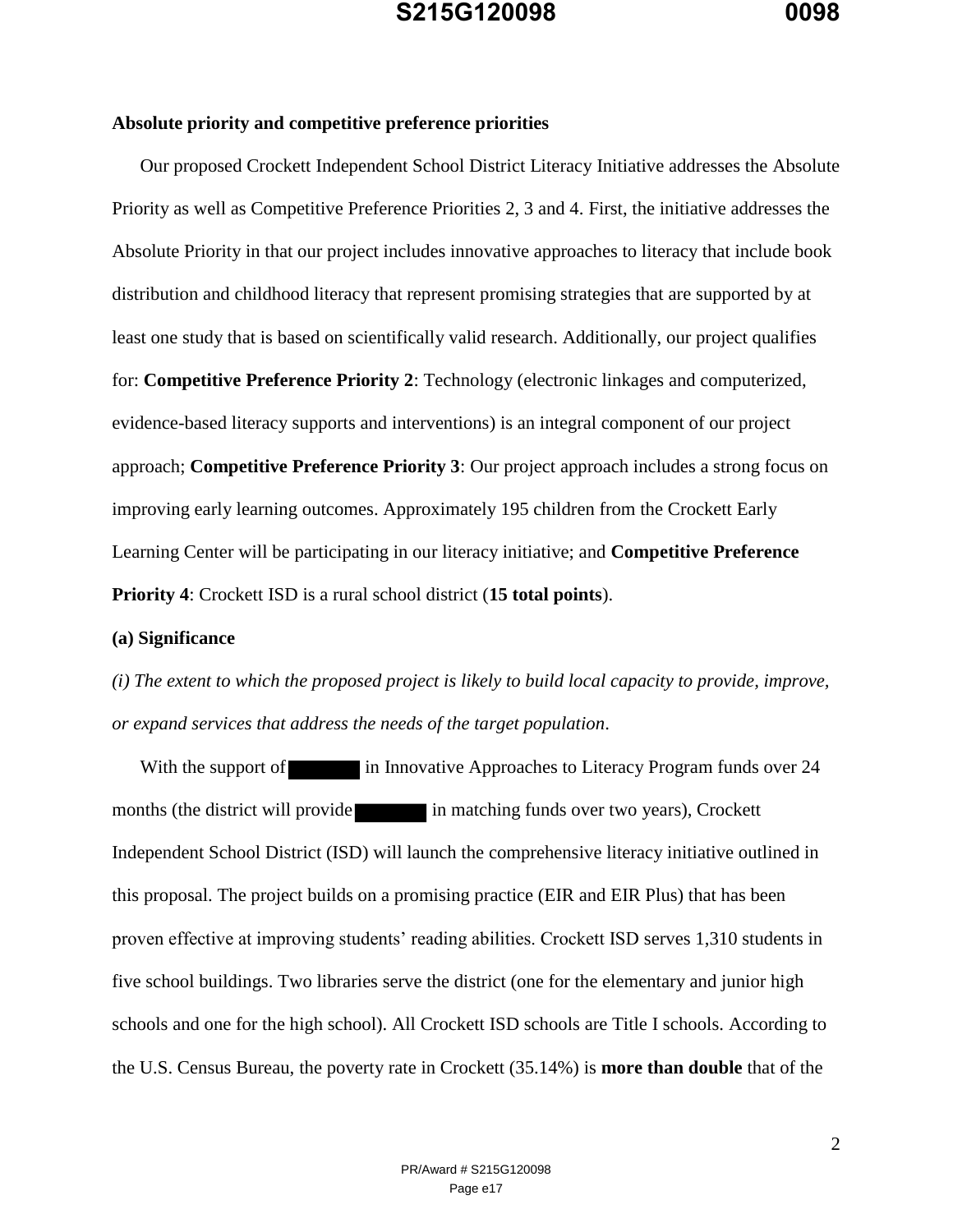**Absolute priority and competitive preference priorities**

Our proposed Crockett Independent School District Literacy Initiative addresses the Absolute Priority as well as Competitive Preference Priorities 2, 3 and 4. First, the initiative addresses the Absolute Priority in that our project includes innovative approaches to literacy that include book distribution and childhood literacy that represent promising strategies that are supported by at least one study that is based on scientifically valid research. Additionally, our project qualifies for: **Competitive Preference Priority 2**: Technology (electronic linkages and computerized, evidence-based literacy supports and interventions) is an integral component of our project approach; **Competitive Preference Priority 3**: Our project approach includes a strong focus on improving early learning outcomes. Approximately 195 children from the Crockett Early Learning Center will be participating in our literacy initiative; and **Competitive Preference Priority 4**: Crockett ISD is a rural school district (**15 total points**).

**(a) Significance**

*(i) The extent to which the proposed project is likely to build local capacity to provide, improve, or expand services that address the needs of the target population.*

With the support of ████ in Innovative Approaches to Literacy Program funds over 24 months (the district will provide ████ in matching funds over two years), Crockett Independent School District (ISD) will launch the comprehensive literacy initiative outlined in this proposal. The project builds on a promising practice (EIR and EIR Plus) that has been proven effective at improving students' reading abilities. Crockett ISD serves 1,310 students in five school buildings. Two libraries serve the district (one for the elementary and junior high schools and one for the high school). All Crockett ISD schools are Title I schools. According to the U.S. Census Bureau, the poverty rate in Crockett (35.14%) is **more than double** that of the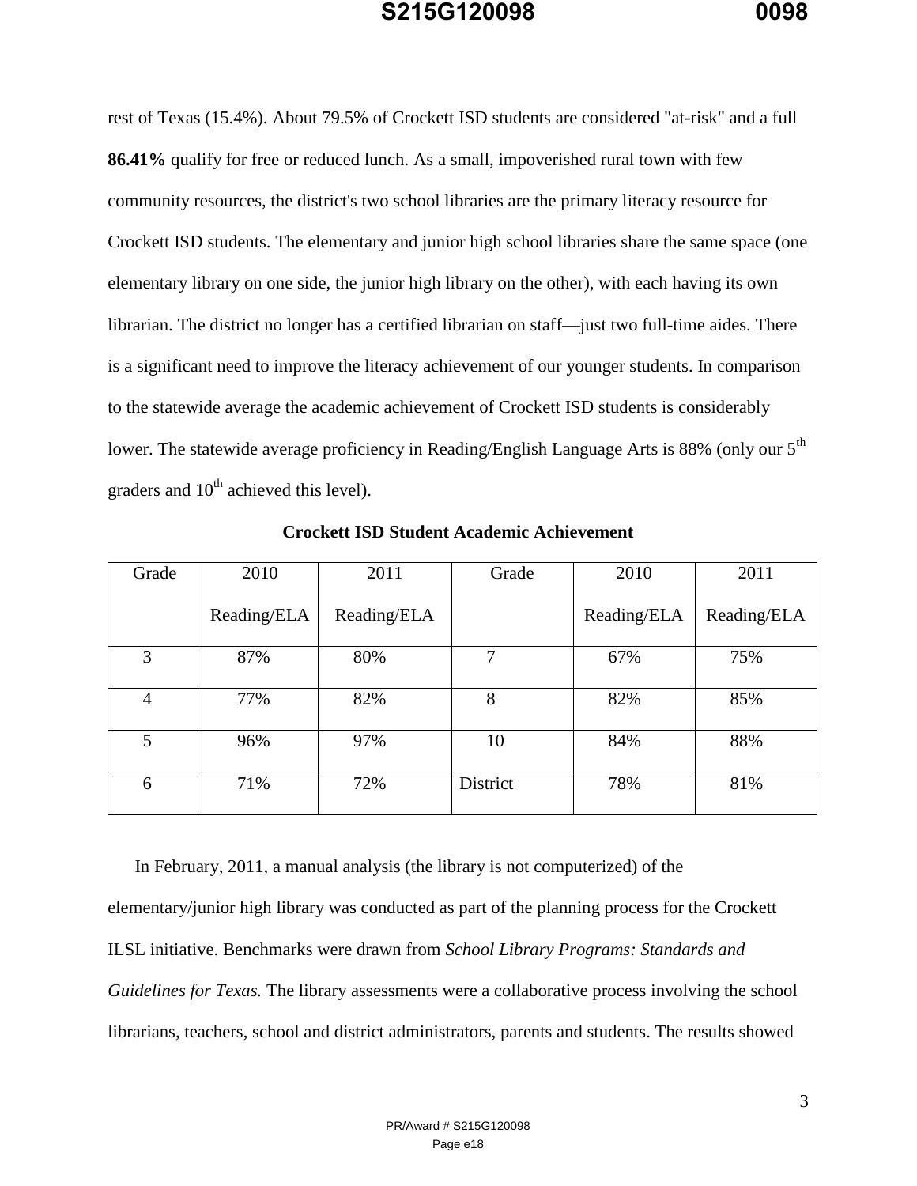rest of Texas (15.4%). About 79.5% of Crockett ISD students are considered "at-risk" and a full **86.41%** qualify for free or reduced lunch. As a small, impoverished rural town with few community resources, the district's two school libraries are the primary literacy resource for Crockett ISD students. The elementary and junior high school libraries share the same space (one elementary library on one side, the junior high library on the other), with each having its own librarian. The district no longer has a certified librarian on staff—just two full-time aides. There is a significant need to improve the literacy achievement of our younger students. In comparison to the statewide average the academic achievement of Crockett ISD students is considerably lower. The statewide average proficiency in Reading/English Language Arts is 88% (only our 5th graders and 10th achieved this level).

**Crockett ISD Student Academic Achievement**

| Grade | 2010 Reading/ELA | 2011 Reading/ELA | Grade | 2010 Reading/ELA | 2011 Reading/ELA |
|---|---|---|---|---|---|
| 3 | 87% | 80% | 7 | 67% | 75% |
| 4 | 77% | 82% | 8 | 82% | 85% |
| 5 | 96% | 97% | 10 | 84% | 88% |
| 6 | 71% | 72% | District | 78% | 81% |

In February, 2011, a manual analysis (the library is not computerized) of the elementary/junior high library was conducted as part of the planning process for the Crockett ILSL initiative. Benchmarks were drawn from *School Library Programs: Standards and Guidelines for Texas.* The library assessments were a collaborative process involving the school librarians, teachers, school and district administrators, parents and students. The results showed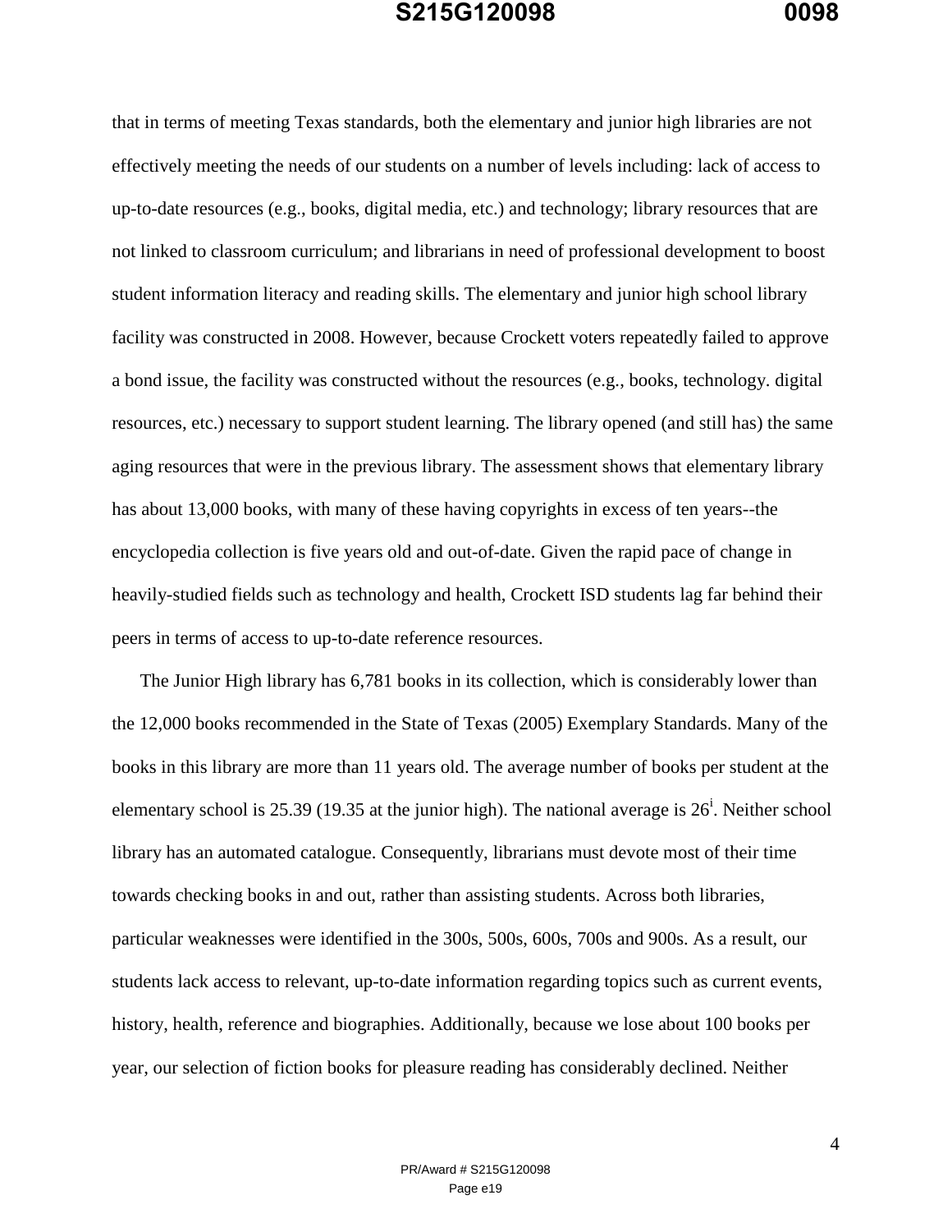that in terms of meeting Texas standards, both the elementary and junior high libraries are not effectively meeting the needs of our students on a number of levels including: lack of access to up-to-date resources (e.g., books, digital media, etc.) and technology; library resources that are not linked to classroom curriculum; and librarians in need of professional development to boost student information literacy and reading skills. The elementary and junior high school library facility was constructed in 2008. However, because Crockett voters repeatedly failed to approve a bond issue, the facility was constructed without the resources (e.g., books, technology. digital resources, etc.) necessary to support student learning. The library opened (and still has) the same aging resources that were in the previous library. The assessment shows that elementary library has about 13,000 books, with many of these having copyrights in excess of ten years--the encyclopedia collection is five years old and out-of-date. Given the rapid pace of change in heavily-studied fields such as technology and health, Crockett ISD students lag far behind their peers in terms of access to up-to-date reference resources.

The Junior High library has 6,781 books in its collection, which is considerably lower than the 12,000 books recommended in the State of Texas (2005) Exemplary Standards. Many of the books in this library are more than 11 years old. The average number of books per student at the elementary school is 25.39 (19.35 at the junior high). The national average is 26[i]. Neither school library has an automated catalogue. Consequently, librarians must devote most of their time towards checking books in and out, rather than assisting students. Across both libraries, particular weaknesses were identified in the 300s, 500s, 600s, 700s and 900s. As a result, our students lack access to relevant, up-to-date information regarding topics such as current events, history, health, reference and biographies. Additionally, because we lose about 100 books per year, our selection of fiction books for pleasure reading has considerably declined. Neither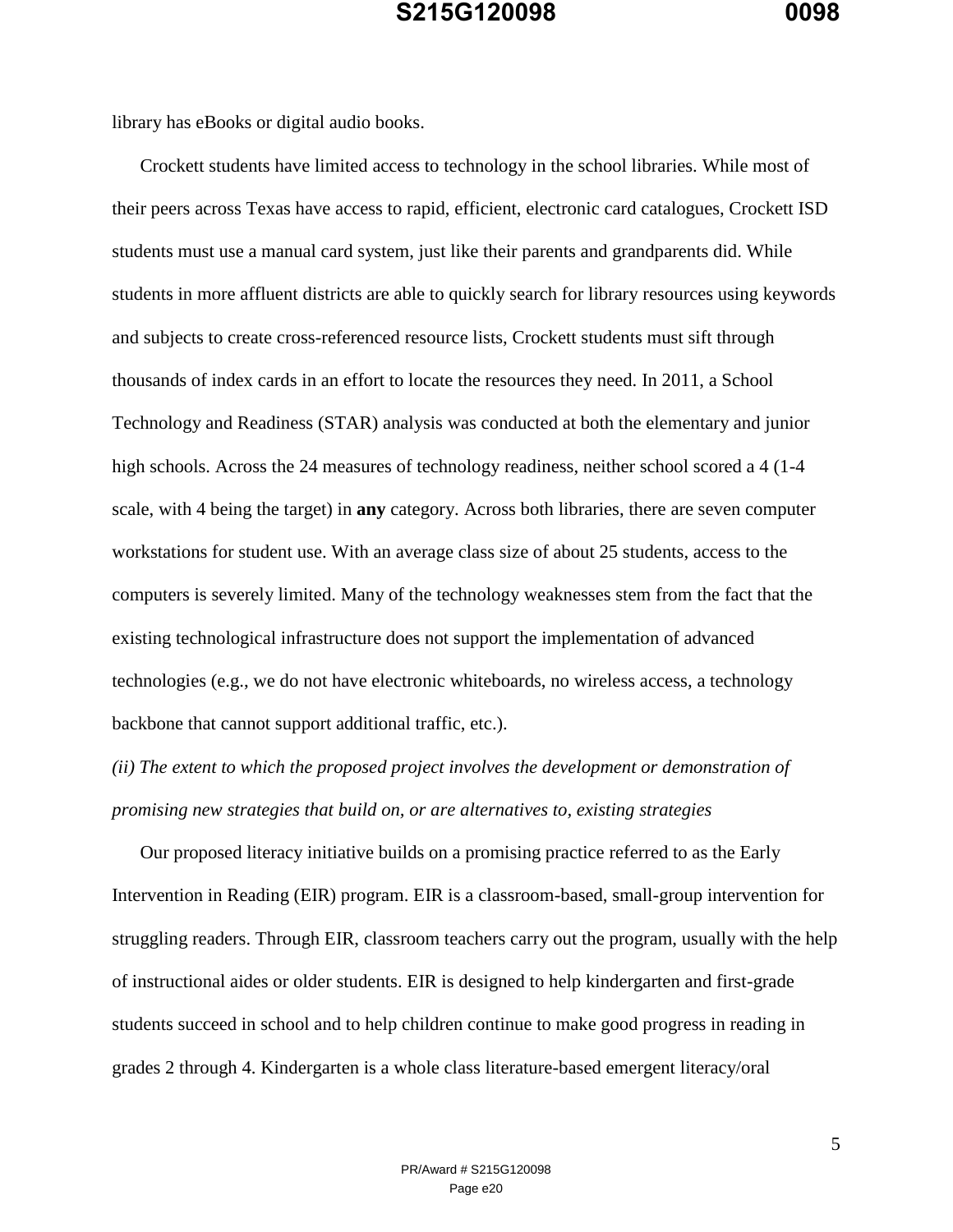library has eBooks or digital audio books.

Crockett students have limited access to technology in the school libraries. While most of their peers across Texas have access to rapid, efficient, electronic card catalogues, Crockett ISD students must use a manual card system, just like their parents and grandparents did. While students in more affluent districts are able to quickly search for library resources using keywords and subjects to create cross-referenced resource lists, Crockett students must sift through thousands of index cards in an effort to locate the resources they need. In 2011, a School Technology and Readiness (STAR) analysis was conducted at both the elementary and junior high schools. Across the 24 measures of technology readiness, neither school scored a 4 (1-4 scale, with 4 being the target) in **any** category. Across both libraries, there are seven computer workstations for student use. With an average class size of about 25 students, access to the computers is severely limited. Many of the technology weaknesses stem from the fact that the existing technological infrastructure does not support the implementation of advanced technologies (e.g., we do not have electronic whiteboards, no wireless access, a technology backbone that cannot support additional traffic, etc.).

*(ii) The extent to which the proposed project involves the development or demonstration of promising new strategies that build on, or are alternatives to, existing strategies*

Our proposed literacy initiative builds on a promising practice referred to as the Early Intervention in Reading (EIR) program. EIR is a classroom-based, small-group intervention for struggling readers. Through EIR, classroom teachers carry out the program, usually with the help of instructional aides or older students. EIR is designed to help kindergarten and first-grade students succeed in school and to help children continue to make good progress in reading in grades 2 through 4. Kindergarten is a whole class literature-based emergent literacy/oral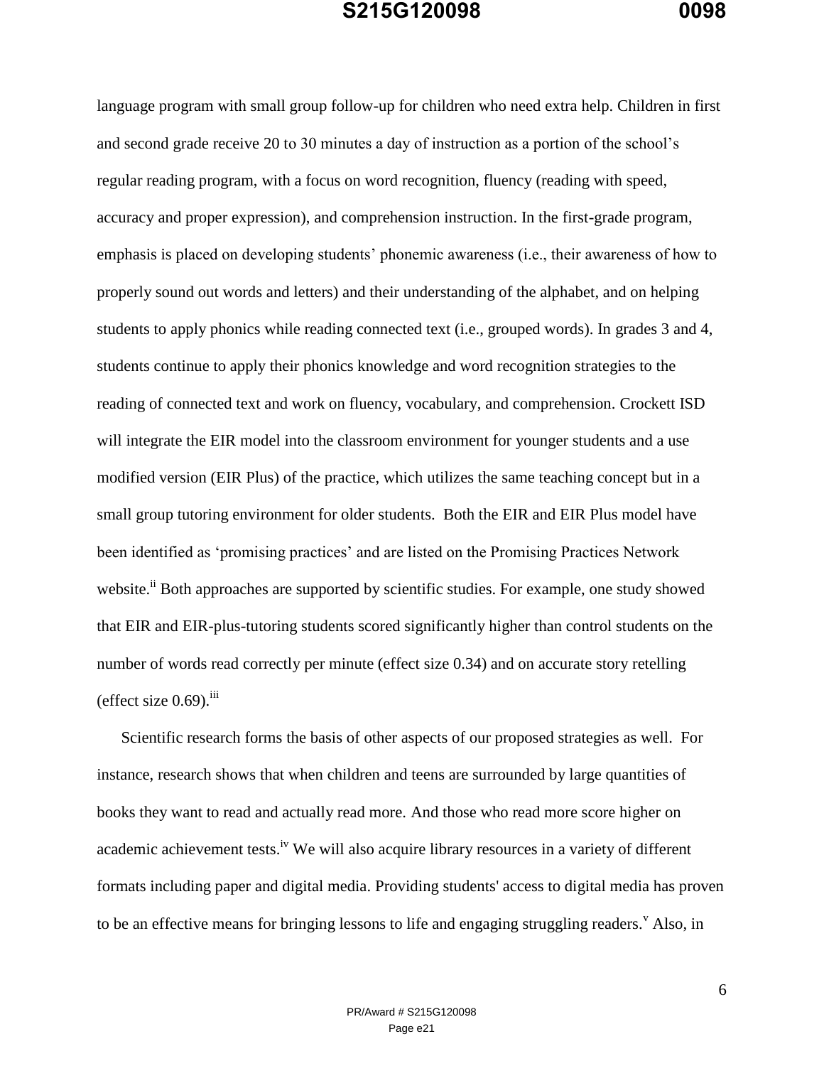language program with small group follow-up for children who need extra help. Children in first and second grade receive 20 to 30 minutes a day of instruction as a portion of the school's regular reading program, with a focus on word recognition, fluency (reading with speed, accuracy and proper expression), and comprehension instruction. In the first-grade program, emphasis is placed on developing students' phonemic awareness (i.e., their awareness of how to properly sound out words and letters) and their understanding of the alphabet, and on helping students to apply phonics while reading connected text (i.e., grouped words). In grades 3 and 4, students continue to apply their phonics knowledge and word recognition strategies to the reading of connected text and work on fluency, vocabulary, and comprehension. Crockett ISD will integrate the EIR model into the classroom environment for younger students and a use modified version (EIR Plus) of the practice, which utilizes the same teaching concept but in a small group tutoring environment for older students. Both the EIR and EIR Plus model have been identified as 'promising practices' and are listed on the Promising Practices Network website.[ii] Both approaches are supported by scientific studies. For example, one study showed that EIR and EIR-plus-tutoring students scored significantly higher than control students on the number of words read correctly per minute (effect size 0.34) and on accurate story retelling (effect size 0.69).[iii]

Scientific research forms the basis of other aspects of our proposed strategies as well. For instance, research shows that when children and teens are surrounded by large quantities of books they want to read and actually read more. And those who read more score higher on academic achievement tests.[iv] We will also acquire library resources in a variety of different formats including paper and digital media. Providing students' access to digital media has proven to be an effective means for bringing lessons to life and engaging struggling readers.[v] Also, in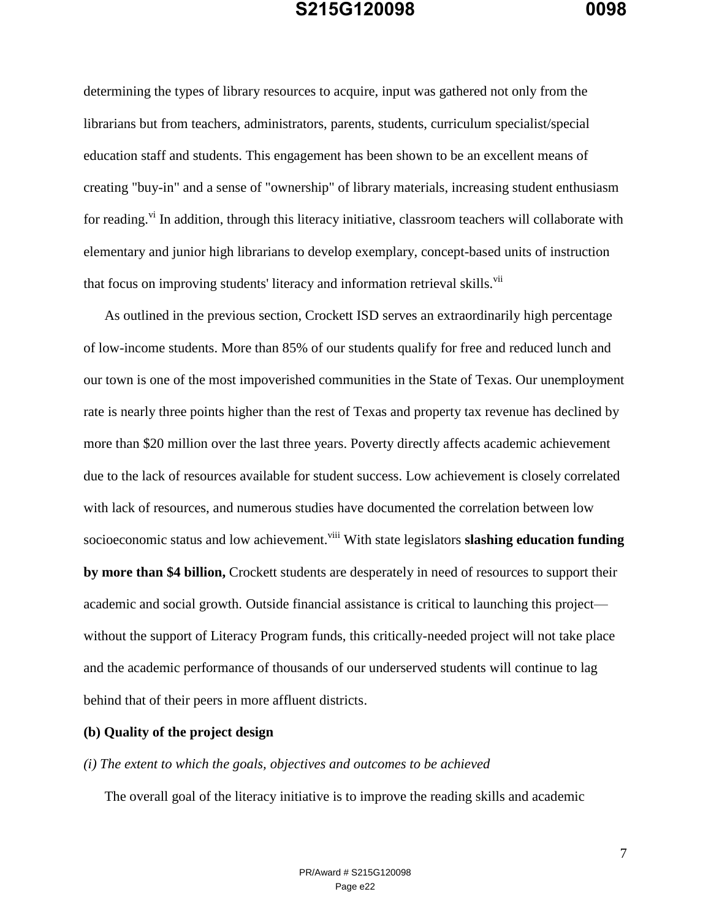determining the types of library resources to acquire, input was gathered not only from the librarians but from teachers, administrators, parents, students, curriculum specialist/special education staff and students. This engagement has been shown to be an excellent means of creating "buy-in" and a sense of "ownership" of library materials, increasing student enthusiasm for reading.[vi] In addition, through this literacy initiative, classroom teachers will collaborate with elementary and junior high librarians to develop exemplary, concept-based units of instruction that focus on improving students' literacy and information retrieval skills.[vii]

As outlined in the previous section, Crockett ISD serves an extraordinarily high percentage of low-income students. More than 85% of our students qualify for free and reduced lunch and our town is one of the most impoverished communities in the State of Texas. Our unemployment rate is nearly three points higher than the rest of Texas and property tax revenue has declined by more than $20 million over the last three years. Poverty directly affects academic achievement due to the lack of resources available for student success. Low achievement is closely correlated with lack of resources, and numerous studies have documented the correlation between low socioeconomic status and low achievement.[viii] With state legislators **slashing education funding by more than $4 billion,** Crockett students are desperately in need of resources to support their academic and social growth. Outside financial assistance is critical to launching this project—without the support of Literacy Program funds, this critically-needed project will not take place and the academic performance of thousands of our underserved students will continue to lag behind that of their peers in more affluent districts.

**(b) Quality of the project design**

*(i) The extent to which the goals, objectives and outcomes to be achieved*

The overall goal of the literacy initiative is to improve the reading skills and academic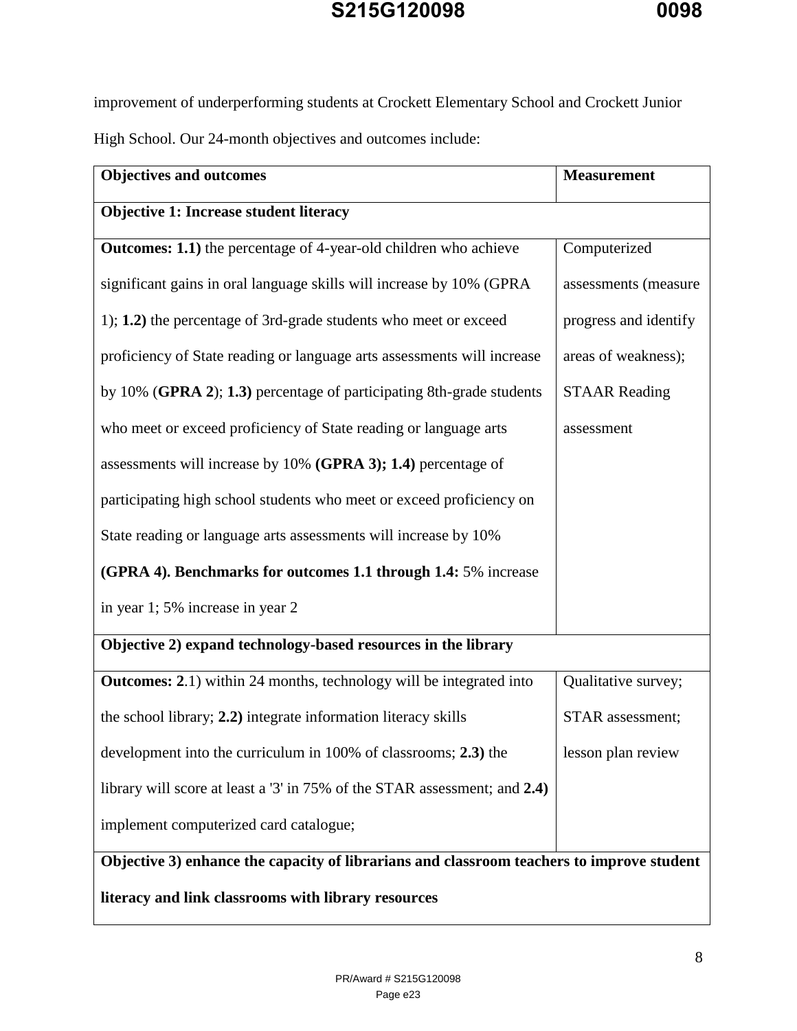improvement of underperforming students at Crockett Elementary School and Crockett Junior High School. Our 24-month objectives and outcomes include:

| Objectives and outcomes | Measurement |
| --- | --- |
| **Objective 1: Increase student literacy** | |
| **Outcomes: 1.1)** the percentage of 4-year-old children who achieve significant gains in oral language skills will increase by 10% (GPRA 1); **1.2)** the percentage of 3rd-grade students who meet or exceed proficiency of State reading or language arts assessments will increase by 10% (**GPRA 2**); **1.3)** percentage of participating 8th-grade students who meet or exceed proficiency of State reading or language arts assessments will increase by 10% **(GPRA 3); 1.4)** percentage of participating high school students who meet or exceed proficiency on State reading or language arts assessments will increase by 10% **(GPRA 4). Benchmarks for outcomes 1.1 through 1.4:** 5% increase in year 1; 5% increase in year 2 | Computerized assessments (measure progress and identify areas of weakness); STAAR Reading assessment |
| **Objective 2) expand technology-based resources in the library** | |
| **Outcomes: 2**.1) within 24 months, technology will be integrated into the school library; **2.2)** integrate information literacy skills development into the curriculum in 100% of classrooms; **2.3)** the library will score at least a '3' in 75% of the STAR assessment; and **2.4)** implement computerized card catalogue; | Qualitative survey; STAR assessment; lesson plan review |
| **Objective 3) enhance the capacity of librarians and classroom teachers to improve student literacy and link classrooms with library resources** | |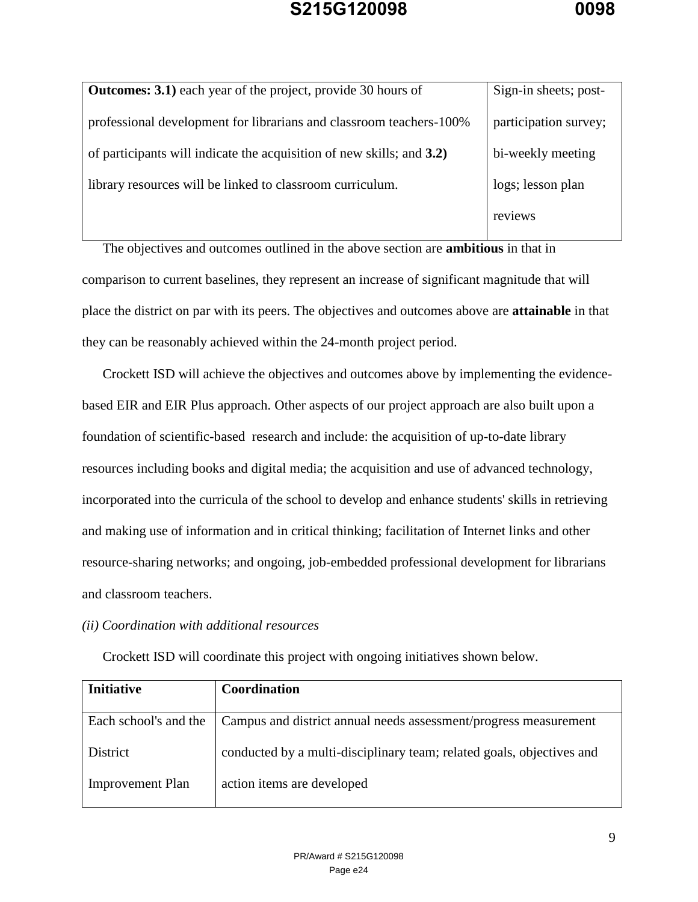| **Outcomes: 3.1)** each year of the project, provide 30 hours of professional development for librarians and classroom teachers-100% of participants will indicate the acquisition of new skills; and **3.2)** library resources will be linked to classroom curriculum. | Sign-in sheets; post-participation survey; bi-weekly meeting logs; lesson plan reviews |
|---|---|

The objectives and outcomes outlined in the above section are **ambitious** in that in comparison to current baselines, they represent an increase of significant magnitude that will place the district on par with its peers. The objectives and outcomes above are **attainable** in that they can be reasonably achieved within the 24-month project period.

Crockett ISD will achieve the objectives and outcomes above by implementing the evidence-based EIR and EIR Plus approach. Other aspects of our project approach are also built upon a foundation of scientific-based research and include: the acquisition of up-to-date library resources including books and digital media; the acquisition and use of advanced technology, incorporated into the curricula of the school to develop and enhance students' skills in retrieving and making use of information and in critical thinking; facilitation of Internet links and other resource-sharing networks; and ongoing, job-embedded professional development for librarians and classroom teachers.

*(ii) Coordination with additional resources*

Crockett ISD will coordinate this project with ongoing initiatives shown below.

| **Initiative** | **Coordination** |
|---|---|
| Each school's and the District Improvement Plan | Campus and district annual needs assessment/progress measurement conducted by a multi-disciplinary team; related goals, objectives and action items are developed |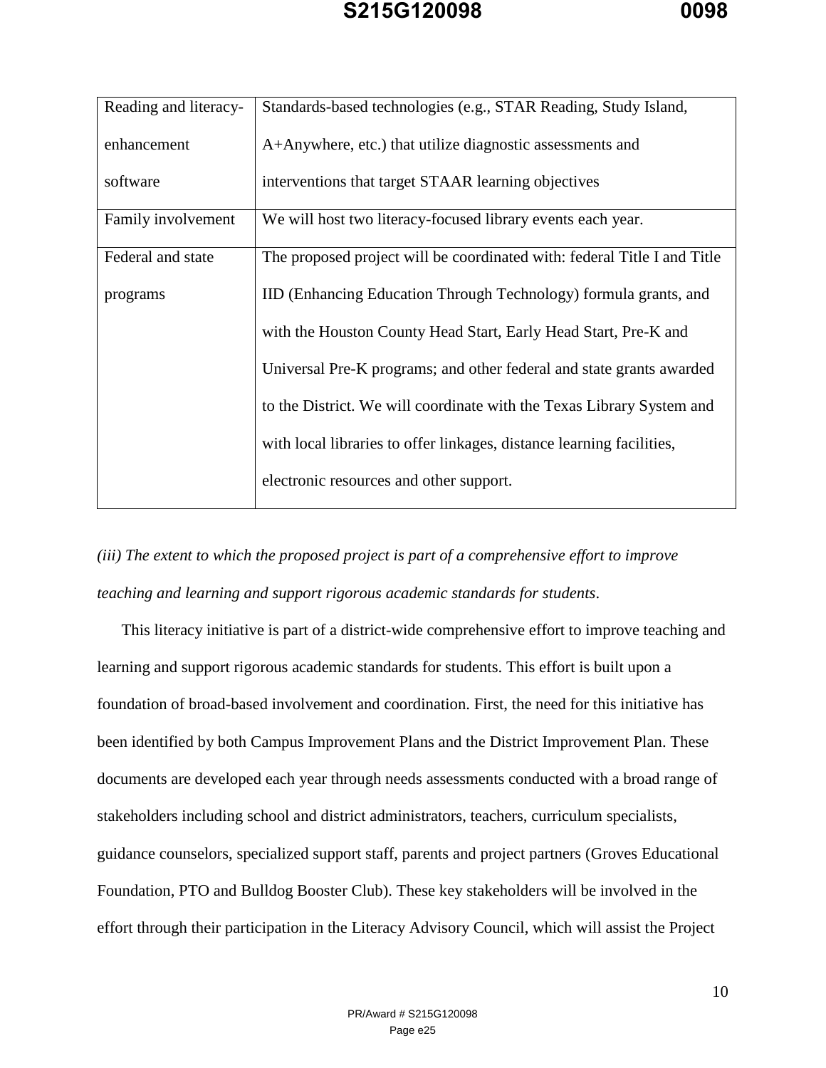| Reading and literacy-enhancement software | Standards-based technologies (e.g., STAR Reading, Study Island, A+Anywhere, etc.) that utilize diagnostic assessments and interventions that target STAAR learning objectives |
|---|---|
| Family involvement | We will host two literacy-focused library events each year. |
| Federal and state programs | The proposed project will be coordinated with: federal Title I and Title IID (Enhancing Education Through Technology) formula grants, and with the Houston County Head Start, Early Head Start, Pre-K and Universal Pre-K programs; and other federal and state grants awarded to the District. We will coordinate with the Texas Library System and with local libraries to offer linkages, distance learning facilities, electronic resources and other support. |

*(iii) The extent to which the proposed project is part of a comprehensive effort to improve teaching and learning and support rigorous academic standards for students*.

This literacy initiative is part of a district-wide comprehensive effort to improve teaching and learning and support rigorous academic standards for students. This effort is built upon a foundation of broad-based involvement and coordination. First, the need for this initiative has been identified by both Campus Improvement Plans and the District Improvement Plan. These documents are developed each year through needs assessments conducted with a broad range of stakeholders including school and district administrators, teachers, curriculum specialists, guidance counselors, specialized support staff, parents and project partners (Groves Educational Foundation, PTO and Bulldog Booster Club). These key stakeholders will be involved in the effort through their participation in the Literacy Advisory Council, which will assist the Project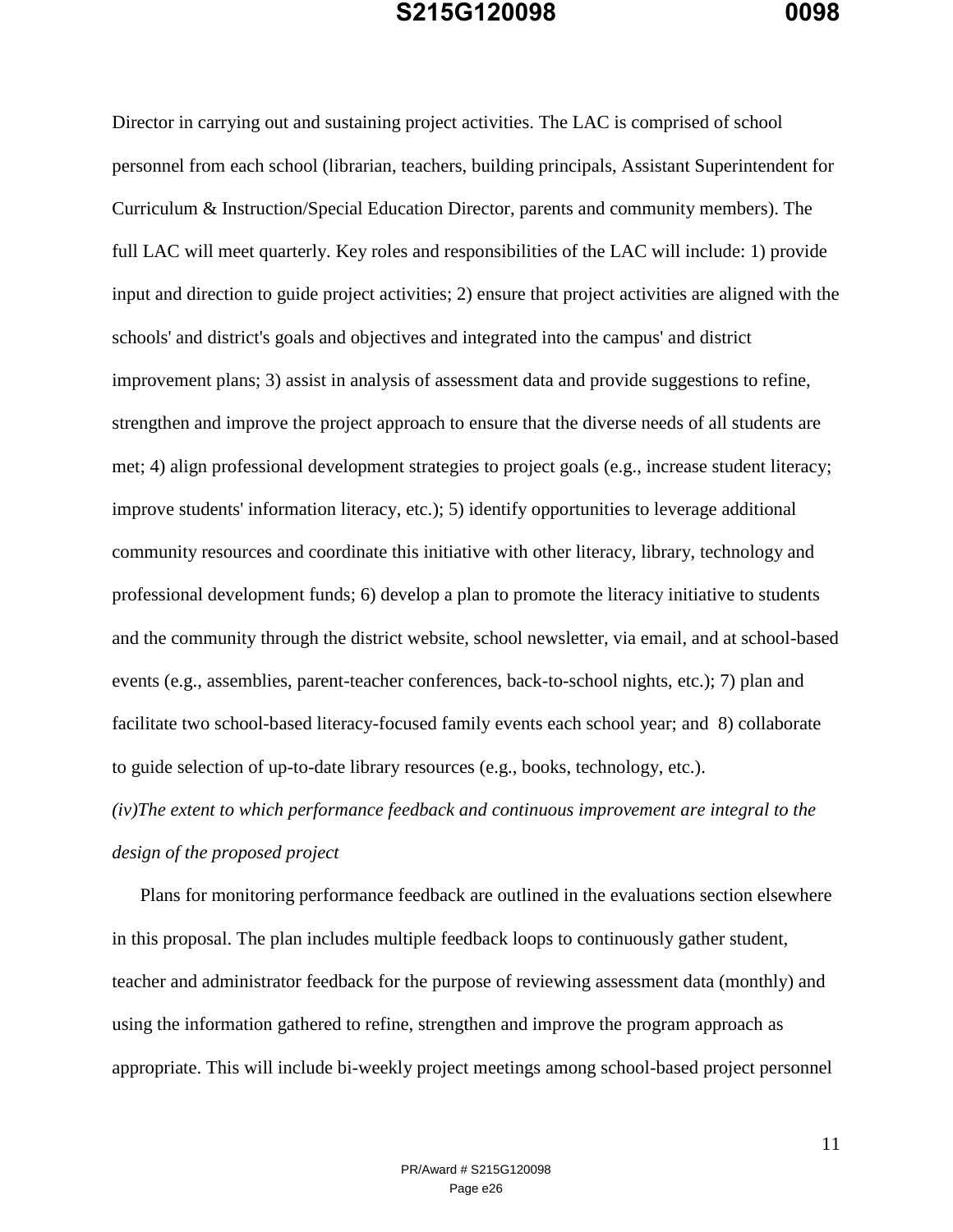Director in carrying out and sustaining project activities. The LAC is comprised of school personnel from each school (librarian, teachers, building principals, Assistant Superintendent for Curriculum & Instruction/Special Education Director, parents and community members). The full LAC will meet quarterly. Key roles and responsibilities of the LAC will include: 1) provide input and direction to guide project activities; 2) ensure that project activities are aligned with the schools' and district's goals and objectives and integrated into the campus' and district improvement plans; 3) assist in analysis of assessment data and provide suggestions to refine, strengthen and improve the project approach to ensure that the diverse needs of all students are met; 4) align professional development strategies to project goals (e.g., increase student literacy; improve students' information literacy, etc.); 5) identify opportunities to leverage additional community resources and coordinate this initiative with other literacy, library, technology and professional development funds; 6) develop a plan to promote the literacy initiative to students and the community through the district website, school newsletter, via email, and at school-based events (e.g., assemblies, parent-teacher conferences, back-to-school nights, etc.); 7) plan and facilitate two school-based literacy-focused family events each school year; and 8) collaborate to guide selection of up-to-date library resources (e.g., books, technology, etc.).

*(iv)The extent to which performance feedback and continuous improvement are integral to the design of the proposed project*

Plans for monitoring performance feedback are outlined in the evaluations section elsewhere in this proposal. The plan includes multiple feedback loops to continuously gather student, teacher and administrator feedback for the purpose of reviewing assessment data (monthly) and using the information gathered to refine, strengthen and improve the program approach as appropriate. This will include bi-weekly project meetings among school-based project personnel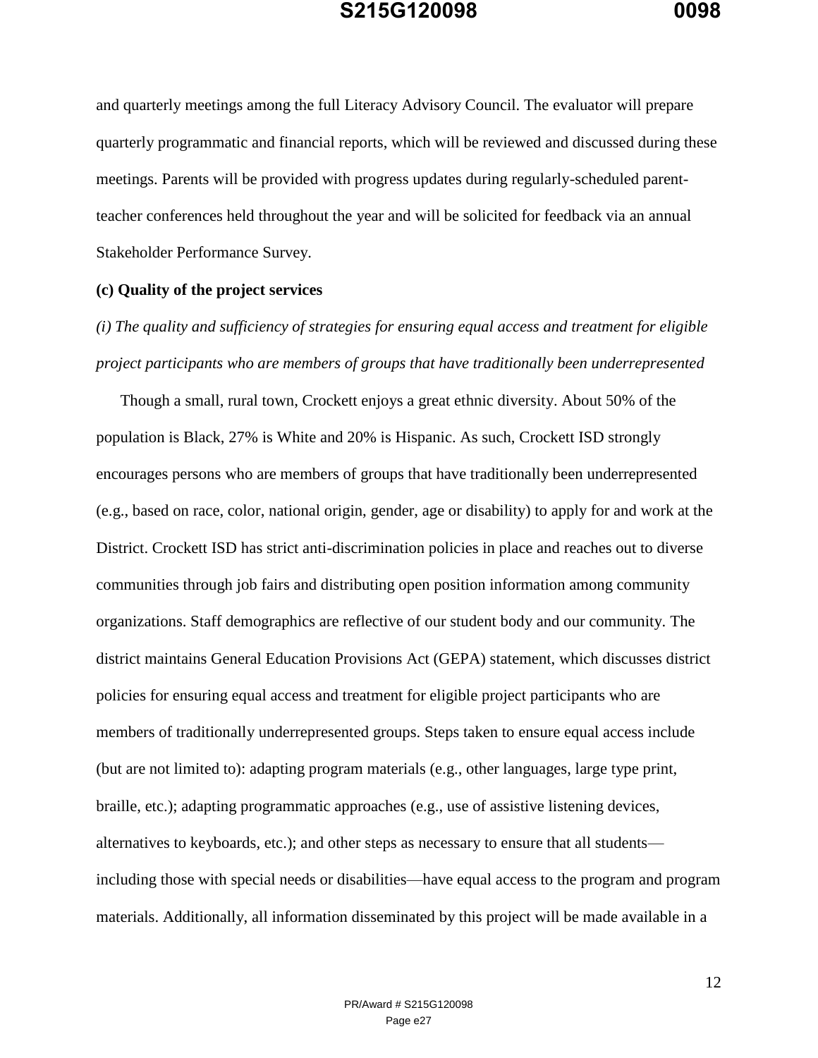and quarterly meetings among the full Literacy Advisory Council. The evaluator will prepare quarterly programmatic and financial reports, which will be reviewed and discussed during these meetings. Parents will be provided with progress updates during regularly-scheduled parent-teacher conferences held throughout the year and will be solicited for feedback via an annual Stakeholder Performance Survey.

**(c) Quality of the project services**

*(i) The quality and sufficiency of strategies for ensuring equal access and treatment for eligible project participants who are members of groups that have traditionally been underrepresented*

Though a small, rural town, Crockett enjoys a great ethnic diversity. About 50% of the population is Black, 27% is White and 20% is Hispanic. As such, Crockett ISD strongly encourages persons who are members of groups that have traditionally been underrepresented (e.g., based on race, color, national origin, gender, age or disability) to apply for and work at the District. Crockett ISD has strict anti-discrimination policies in place and reaches out to diverse communities through job fairs and distributing open position information among community organizations. Staff demographics are reflective of our student body and our community. The district maintains General Education Provisions Act (GEPA) statement, which discusses district policies for ensuring equal access and treatment for eligible project participants who are members of traditionally underrepresented groups. Steps taken to ensure equal access include (but are not limited to): adapting program materials (e.g., other languages, large type print, braille, etc.); adapting programmatic approaches (e.g., use of assistive listening devices, alternatives to keyboards, etc.); and other steps as necessary to ensure that all students—including those with special needs or disabilities—have equal access to the program and program materials. Additionally, all information disseminated by this project will be made available in a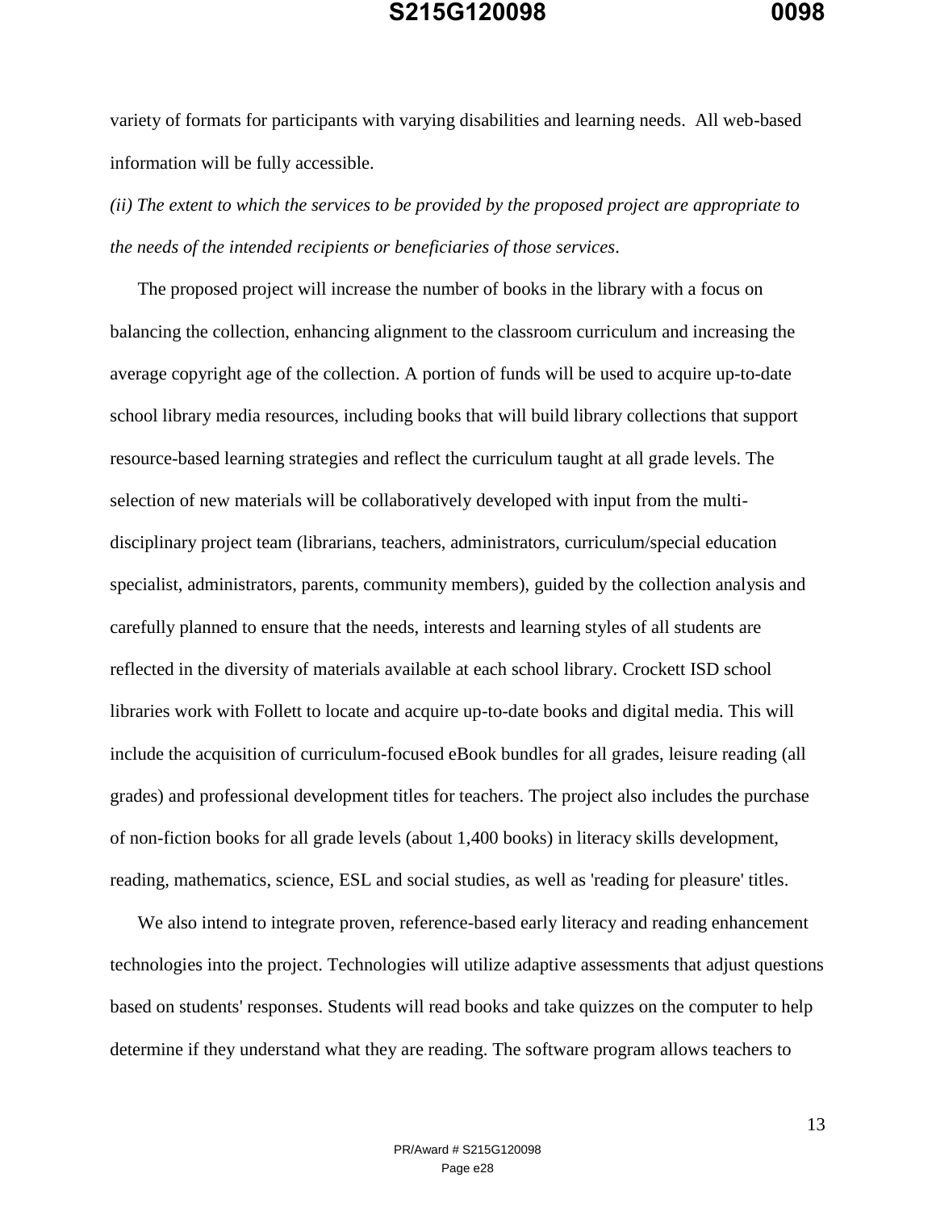variety of formats for participants with varying disabilities and learning needs. All web-based information will be fully accessible.

*(ii) The extent to which the services to be provided by the proposed project are appropriate to the needs of the intended recipients or beneficiaries of those services*.

The proposed project will increase the number of books in the library with a focus on balancing the collection, enhancing alignment to the classroom curriculum and increasing the average copyright age of the collection. A portion of funds will be used to acquire up-to-date school library media resources, including books that will build library collections that support resource-based learning strategies and reflect the curriculum taught at all grade levels. The selection of new materials will be collaboratively developed with input from the multi-disciplinary project team (librarians, teachers, administrators, curriculum/special education specialist, administrators, parents, community members), guided by the collection analysis and carefully planned to ensure that the needs, interests and learning styles of all students are reflected in the diversity of materials available at each school library. Crockett ISD school libraries work with Follett to locate and acquire up-to-date books and digital media. This will include the acquisition of curriculum-focused eBook bundles for all grades, leisure reading (all grades) and professional development titles for teachers. The project also includes the purchase of non-fiction books for all grade levels (about 1,400 books) in literacy skills development, reading, mathematics, science, ESL and social studies, as well as 'reading for pleasure' titles.

We also intend to integrate proven, reference-based early literacy and reading enhancement technologies into the project. Technologies will utilize adaptive assessments that adjust questions based on students' responses. Students will read books and take quizzes on the computer to help determine if they understand what they are reading. The software program allows teachers to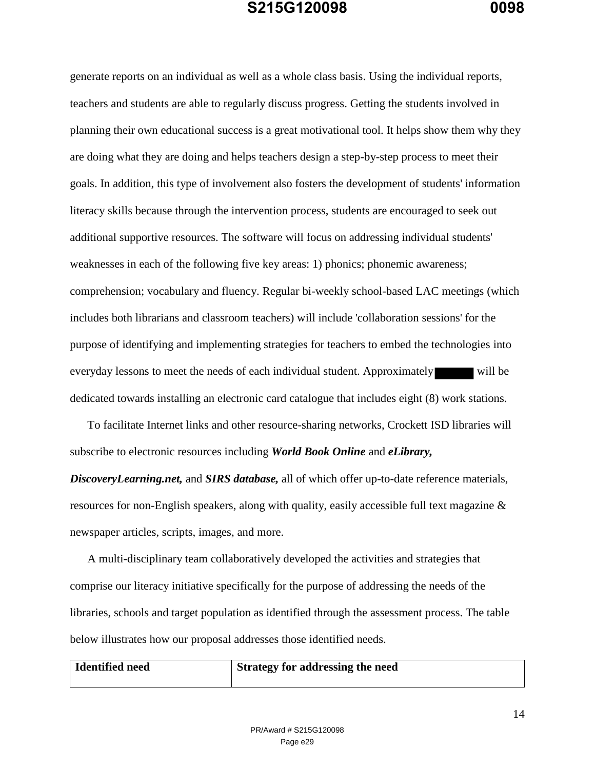generate reports on an individual as well as a whole class basis. Using the individual reports, teachers and students are able to regularly discuss progress. Getting the students involved in planning their own educational success is a great motivational tool. It helps show them why they are doing what they are doing and helps teachers design a step-by-step process to meet their goals. In addition, this type of involvement also fosters the development of students' information literacy skills because through the intervention process, students are encouraged to seek out additional supportive resources. The software will focus on addressing individual students' weaknesses in each of the following five key areas: 1) phonics; phonemic awareness; comprehension; vocabulary and fluency. Regular bi-weekly school-based LAC meetings (which includes both librarians and classroom teachers) will include 'collaboration sessions' for the purpose of identifying and implementing strategies for teachers to embed the technologies into everyday lessons to meet the needs of each individual student. Approximately ██████ will be dedicated towards installing an electronic card catalogue that includes eight (8) work stations.

To facilitate Internet links and other resource-sharing networks, Crockett ISD libraries will subscribe to electronic resources including ***World Book Online*** and ***eLibrary, DiscoveryLearning.net,*** and ***SIRS database,*** all of which offer up-to-date reference materials, resources for non-English speakers, along with quality, easily accessible full text magazine & newspaper articles, scripts, images, and more.

A multi-disciplinary team collaboratively developed the activities and strategies that comprise our literacy initiative specifically for the purpose of addressing the needs of the libraries, schools and target population as identified through the assessment process. The table below illustrates how our proposal addresses those identified needs.

| Identified need | Strategy for addressing the need |
|---|---|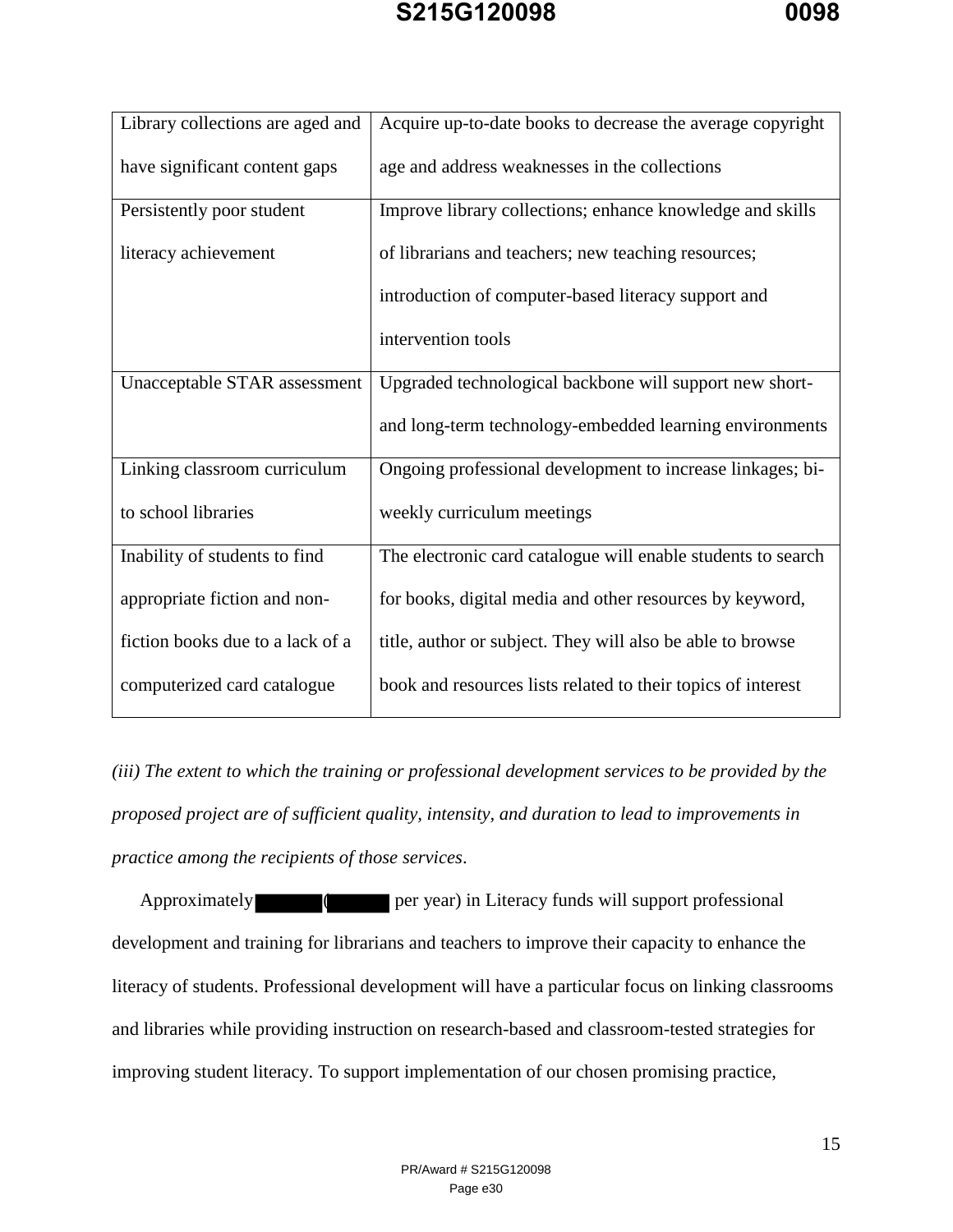| Library collections are aged and have significant content gaps | Acquire up-to-date books to decrease the average copyright age and address weaknesses in the collections |
|---|---|
| Persistently poor student literacy achievement | Improve library collections; enhance knowledge and skills of librarians and teachers; new teaching resources; introduction of computer-based literacy support and intervention tools |
| Unacceptable STAR assessment | Upgraded technological backbone will support new short- and long-term technology-embedded learning environments |
| Linking classroom curriculum to school libraries | Ongoing professional development to increase linkages; bi-weekly curriculum meetings |
| Inability of students to find appropriate fiction and non-fiction books due to a lack of a computerized card catalogue | The electronic card catalogue will enable students to search for books, digital media and other resources by keyword, title, author or subject. They will also be able to browse book and resources lists related to their topics of interest |

*(iii) The extent to which the training or professional development services to be provided by the proposed project are of sufficient quality, intensity, and duration to lead to improvements in practice among the recipients of those services.*

Approximately ████ (████ per year) in Literacy funds will support professional development and training for librarians and teachers to improve their capacity to enhance the literacy of students. Professional development will have a particular focus on linking classrooms and libraries while providing instruction on research-based and classroom-tested strategies for improving student literacy. To support implementation of our chosen promising practice,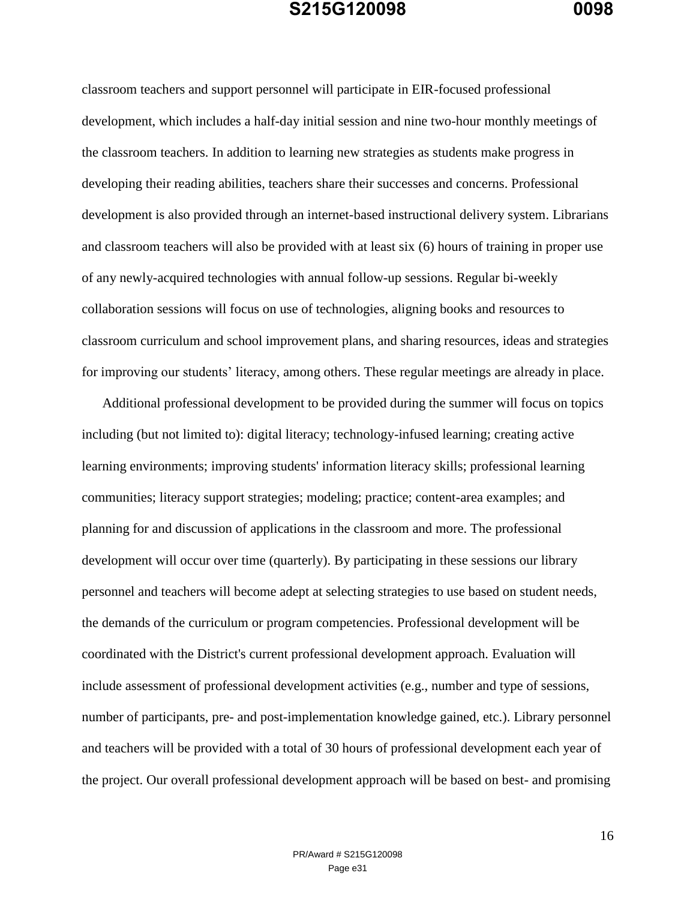classroom teachers and support personnel will participate in EIR-focused professional development, which includes a half-day initial session and nine two-hour monthly meetings of the classroom teachers. In addition to learning new strategies as students make progress in developing their reading abilities, teachers share their successes and concerns. Professional development is also provided through an internet-based instructional delivery system. Librarians and classroom teachers will also be provided with at least six (6) hours of training in proper use of any newly-acquired technologies with annual follow-up sessions. Regular bi-weekly collaboration sessions will focus on use of technologies, aligning books and resources to classroom curriculum and school improvement plans, and sharing resources, ideas and strategies for improving our students' literacy, among others. These regular meetings are already in place.

Additional professional development to be provided during the summer will focus on topics including (but not limited to): digital literacy; technology-infused learning; creating active learning environments; improving students' information literacy skills; professional learning communities; literacy support strategies; modeling; practice; content-area examples; and planning for and discussion of applications in the classroom and more. The professional development will occur over time (quarterly). By participating in these sessions our library personnel and teachers will become adept at selecting strategies to use based on student needs, the demands of the curriculum or program competencies. Professional development will be coordinated with the District's current professional development approach. Evaluation will include assessment of professional development activities (e.g., number and type of sessions, number of participants, pre- and post-implementation knowledge gained, etc.). Library personnel and teachers will be provided with a total of 30 hours of professional development each year of the project. Our overall professional development approach will be based on best- and promising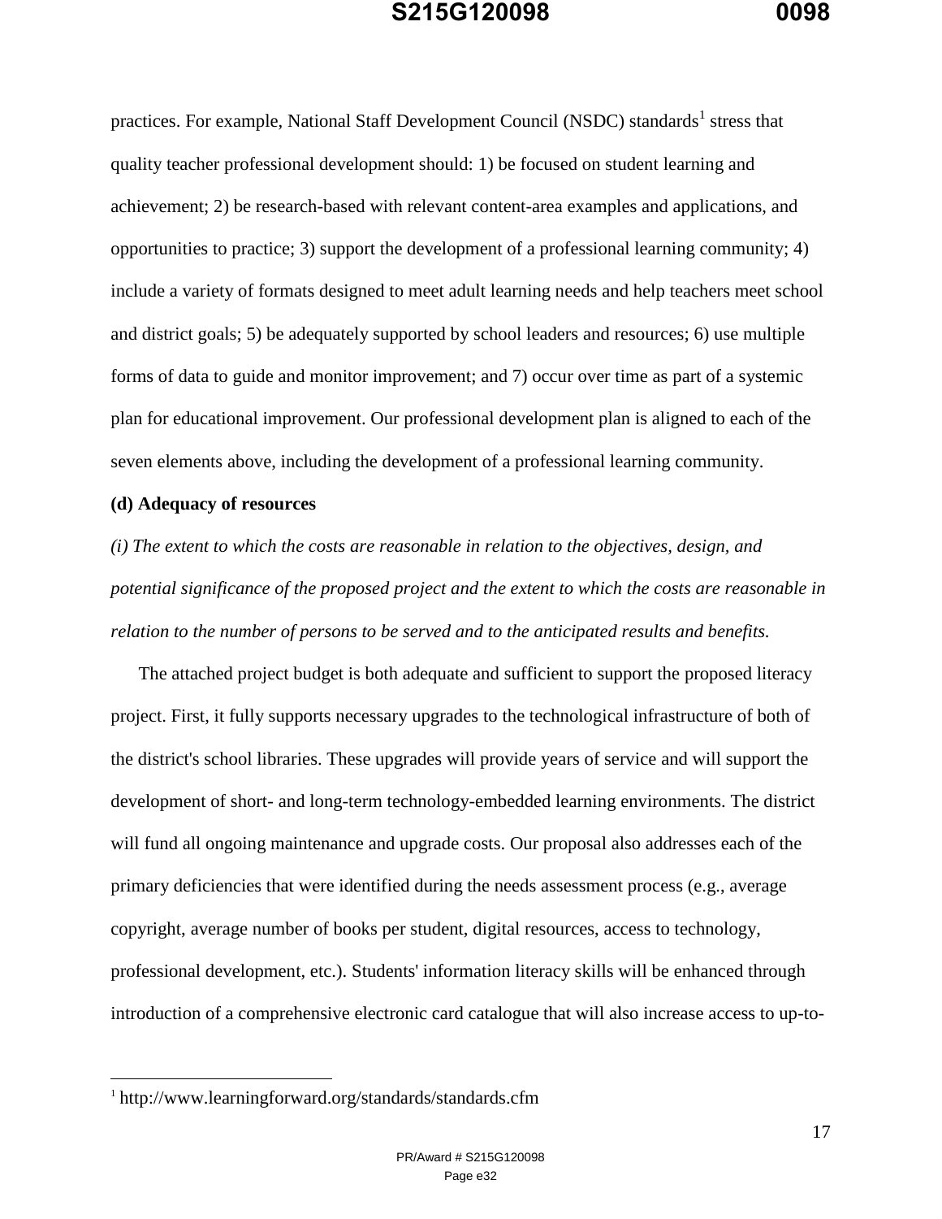practices. For example, National Staff Development Council (NSDC) standards[1] stress that quality teacher professional development should: 1) be focused on student learning and achievement; 2) be research-based with relevant content-area examples and applications, and opportunities to practice; 3) support the development of a professional learning community; 4) include a variety of formats designed to meet adult learning needs and help teachers meet school and district goals; 5) be adequately supported by school leaders and resources; 6) use multiple forms of data to guide and monitor improvement; and 7) occur over time as part of a systemic plan for educational improvement. Our professional development plan is aligned to each of the seven elements above, including the development of a professional learning community.

**(d) Adequacy of resources**

*(i) The extent to which the costs are reasonable in relation to the objectives, design, and potential significance of the proposed project and the extent to which the costs are reasonable in relation to the number of persons to be served and to the anticipated results and benefits.*

The attached project budget is both adequate and sufficient to support the proposed literacy project. First, it fully supports necessary upgrades to the technological infrastructure of both of the district's school libraries. These upgrades will provide years of service and will support the development of short- and long-term technology-embedded learning environments. The district will fund all ongoing maintenance and upgrade costs. Our proposal also addresses each of the primary deficiencies that were identified during the needs assessment process (e.g., average copyright, average number of books per student, digital resources, access to technology, professional development, etc.). Students' information literacy skills will be enhanced through introduction of a comprehensive electronic card catalogue that will also increase access to up-to-

---

[1] http://www.learningforward.org/standards/standards.cfm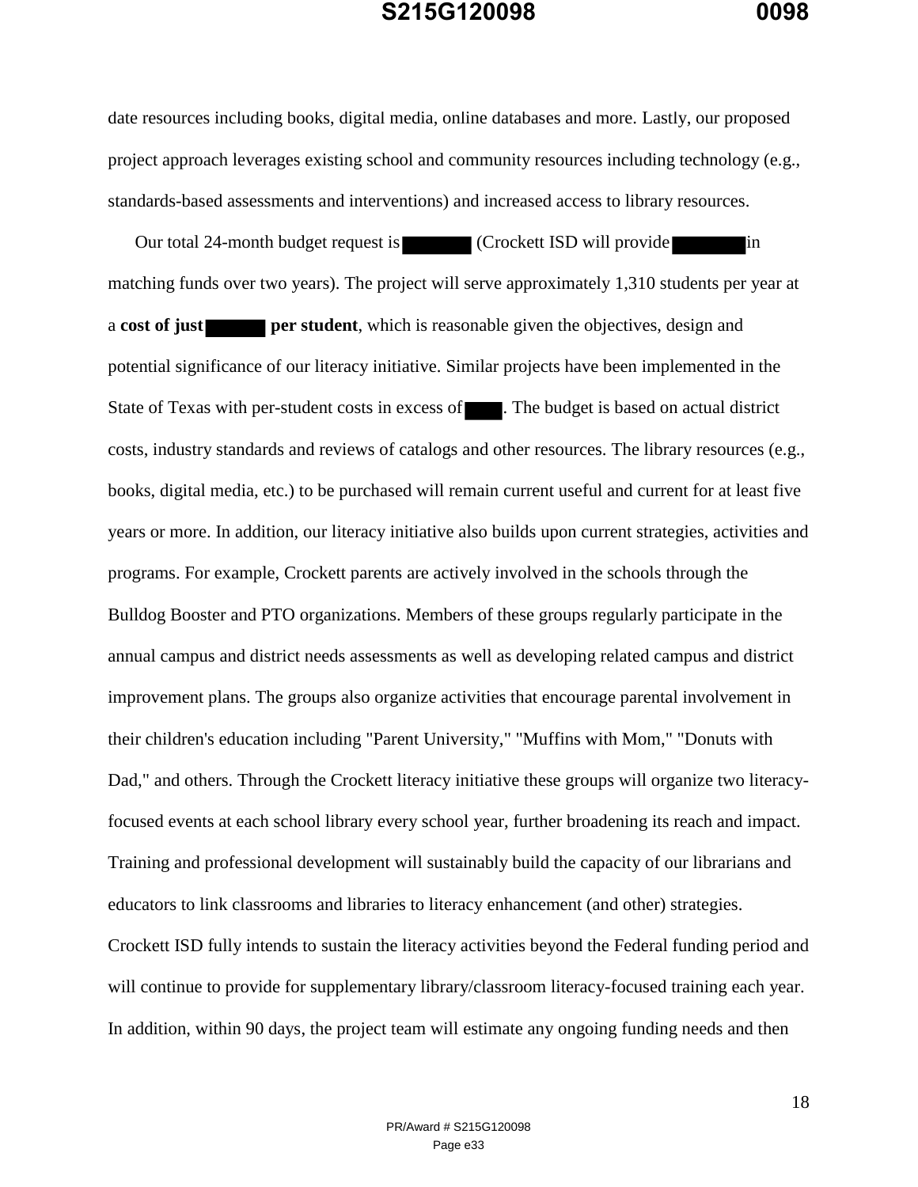date resources including books, digital media, online databases and more. Lastly, our proposed project approach leverages existing school and community resources including technology (e.g., standards-based assessments and interventions) and increased access to library resources.

Our total 24-month budget request is ██████ (Crockett ISD will provide ██████ in matching funds over two years). The project will serve approximately 1,310 students per year at a **cost of just ██████ per student**, which is reasonable given the objectives, design and potential significance of our literacy initiative. Similar projects have been implemented in the State of Texas with per-student costs in excess of ████. The budget is based on actual district costs, industry standards and reviews of catalogs and other resources. The library resources (e.g., books, digital media, etc.) to be purchased will remain current useful and current for at least five years or more. In addition, our literacy initiative also builds upon current strategies, activities and programs. For example, Crockett parents are actively involved in the schools through the Bulldog Booster and PTO organizations. Members of these groups regularly participate in the annual campus and district needs assessments as well as developing related campus and district improvement plans. The groups also organize activities that encourage parental involvement in their children's education including "Parent University," "Muffins with Mom," "Donuts with Dad," and others. Through the Crockett literacy initiative these groups will organize two literacy-focused events at each school library every school year, further broadening its reach and impact. Training and professional development will sustainably build the capacity of our librarians and educators to link classrooms and libraries to literacy enhancement (and other) strategies. Crockett ISD fully intends to sustain the literacy activities beyond the Federal funding period and will continue to provide for supplementary library/classroom literacy-focused training each year. In addition, within 90 days, the project team will estimate any ongoing funding needs and then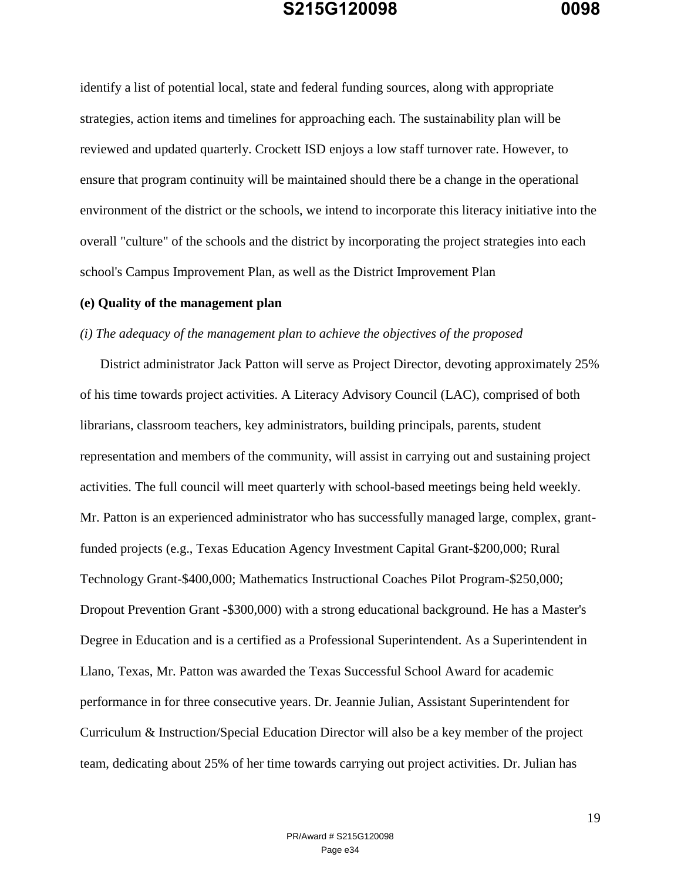identify a list of potential local, state and federal funding sources, along with appropriate strategies, action items and timelines for approaching each. The sustainability plan will be reviewed and updated quarterly. Crockett ISD enjoys a low staff turnover rate. However, to ensure that program continuity will be maintained should there be a change in the operational environment of the district or the schools, we intend to incorporate this literacy initiative into the overall "culture" of the schools and the district by incorporating the project strategies into each school's Campus Improvement Plan, as well as the District Improvement Plan

**(e) Quality of the management plan**

*(i) The adequacy of the management plan to achieve the objectives of the proposed*

District administrator Jack Patton will serve as Project Director, devoting approximately 25% of his time towards project activities. A Literacy Advisory Council (LAC), comprised of both librarians, classroom teachers, key administrators, building principals, parents, student representation and members of the community, will assist in carrying out and sustaining project activities. The full council will meet quarterly with school-based meetings being held weekly. Mr. Patton is an experienced administrator who has successfully managed large, complex, grant-funded projects (e.g., Texas Education Agency Investment Capital Grant-$200,000; Rural Technology Grant-$400,000; Mathematics Instructional Coaches Pilot Program-$250,000; Dropout Prevention Grant -$300,000) with a strong educational background. He has a Master's Degree in Education and is a certified as a Professional Superintendent. As a Superintendent in Llano, Texas, Mr. Patton was awarded the Texas Successful School Award for academic performance in for three consecutive years. Dr. Jeannie Julian, Assistant Superintendent for Curriculum & Instruction/Special Education Director will also be a key member of the project team, dedicating about 25% of her time towards carrying out project activities. Dr. Julian has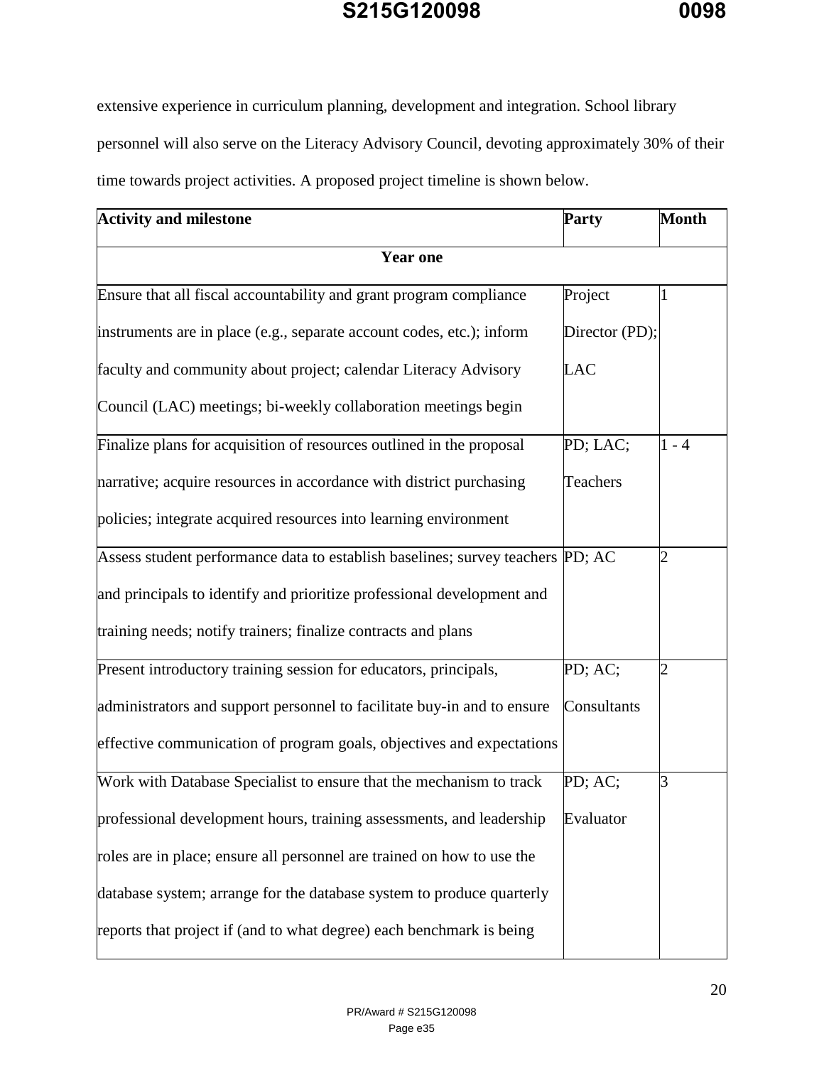extensive experience in curriculum planning, development and integration. School library personnel will also serve on the Literacy Advisory Council, devoting approximately 30% of their time towards project activities. A proposed project timeline is shown below.

| **Activity and milestone** | **Party** | **Month** |
|---|---|---|
| **Year one** | | |
| Ensure that all fiscal accountability and grant program compliance instruments are in place (e.g., separate account codes, etc.); inform faculty and community about project; calendar Literacy Advisory Council (LAC) meetings; bi-weekly collaboration meetings begin | Project Director (PD); LAC | 1 |
| Finalize plans for acquisition of resources outlined in the proposal narrative; acquire resources in accordance with district purchasing policies; integrate acquired resources into learning environment | PD; LAC; Teachers | 1 - 4 |
| Assess student performance data to establish baselines; survey teachers and principals to identify and prioritize professional development and training needs; notify trainers; finalize contracts and plans | PD; AC | 2 |
| Present introductory training session for educators, principals, administrators and support personnel to facilitate buy-in and to ensure effective communication of program goals, objectives and expectations | PD; AC; Consultants | 2 |
| Work with Database Specialist to ensure that the mechanism to track professional development hours, training assessments, and leadership roles are in place; ensure all personnel are trained on how to use the database system; arrange for the database system to produce quarterly reports that project if (and to what degree) each benchmark is being | PD; AC; Evaluator | 3 |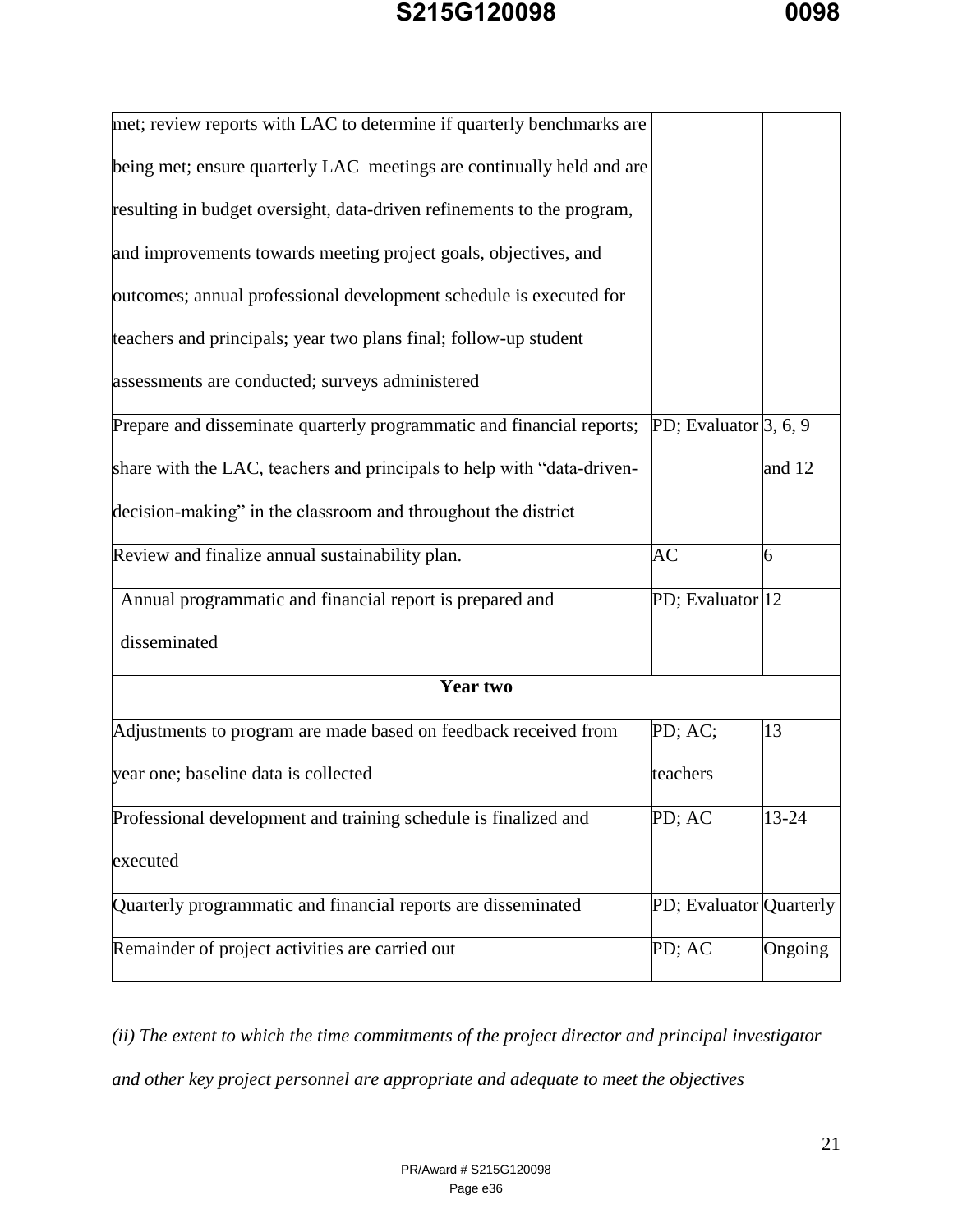| | | |
|---|---|---|
| met; review reports with LAC to determine if quarterly benchmarks are being met; ensure quarterly LAC meetings are continually held and are resulting in budget oversight, data-driven refinements to the program, and improvements towards meeting project goals, objectives, and outcomes; annual professional development schedule is executed for teachers and principals; year two plans final; follow-up student assessments are conducted; surveys administered | | |
| Prepare and disseminate quarterly programmatic and financial reports; share with the LAC, teachers and principals to help with "data-driven-decision-making" in the classroom and throughout the district | PD; Evaluator | 3, 6, 9 and 12 |
| Review and finalize annual sustainability plan. | AC | 6 |
| Annual programmatic and financial report is prepared and disseminated | PD; Evaluator | 12 |
| **Year two** | | |
| Adjustments to program are made based on feedback received from year one; baseline data is collected | PD; AC; teachers | 13 |
| Professional development and training schedule is finalized and executed | PD; AC | 13-24 |
| Quarterly programmatic and financial reports are disseminated | PD; Evaluator | Quarterly |
| Remainder of project activities are carried out | PD; AC | Ongoing |

*(ii) The extent to which the time commitments of the project director and principal investigator and other key project personnel are appropriate and adequate to meet the objectives*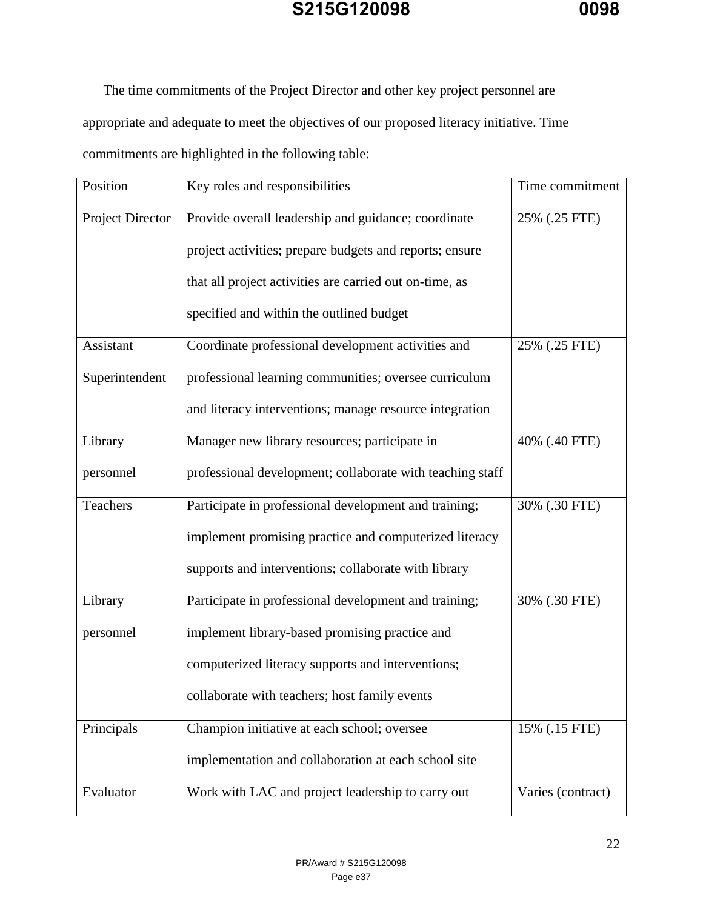The time commitments of the Project Director and other key project personnel are appropriate and adequate to meet the objectives of our proposed literacy initiative. Time commitments are highlighted in the following table:

| Position | Key roles and responsibilities | Time commitment |
|---|---|---|
| Project Director | Provide overall leadership and guidance; coordinate project activities; prepare budgets and reports; ensure that all project activities are carried out on-time, as specified and within the outlined budget | 25% (.25 FTE) |
| Assistant Superintendent | Coordinate professional development activities and professional learning communities; oversee curriculum and literacy interventions; manage resource integration | 25% (.25 FTE) |
| Library personnel | Manager new library resources; participate in professional development; collaborate with teaching staff | 40% (.40 FTE) |
| Teachers | Participate in professional development and training; implement promising practice and computerized literacy supports and interventions; collaborate with library | 30% (.30 FTE) |
| Library personnel | Participate in professional development and training; implement library-based promising practice and computerized literacy supports and interventions; collaborate with teachers; host family events | 30% (.30 FTE) |
| Principals | Champion initiative at each school; oversee implementation and collaboration at each school site | 15% (.15 FTE) |
| Evaluator | Work with LAC and project leadership to carry out | Varies (contract) |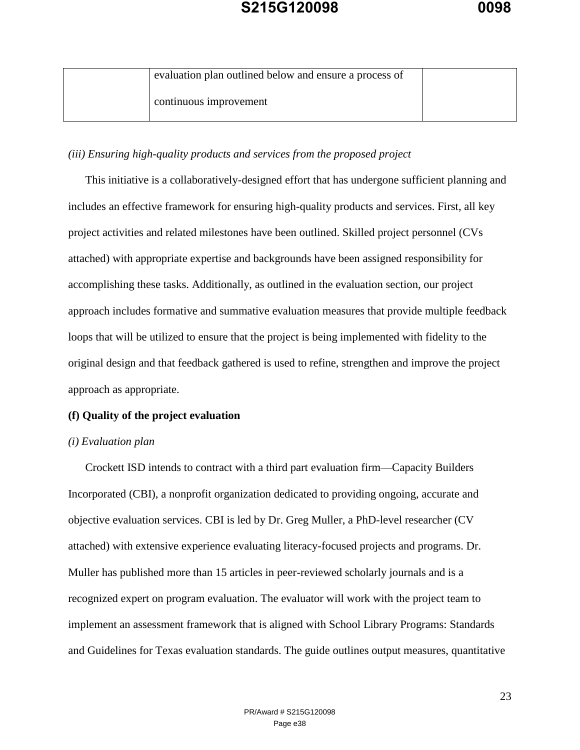| | evaluation plan outlined below and ensure a process of continuous improvement | |
|---|---|---|

*(iii) Ensuring high-quality products and services from the proposed project*

This initiative is a collaboratively-designed effort that has undergone sufficient planning and includes an effective framework for ensuring high-quality products and services. First, all key project activities and related milestones have been outlined. Skilled project personnel (CVs attached) with appropriate expertise and backgrounds have been assigned responsibility for accomplishing these tasks. Additionally, as outlined in the evaluation section, our project approach includes formative and summative evaluation measures that provide multiple feedback loops that will be utilized to ensure that the project is being implemented with fidelity to the original design and that feedback gathered is used to refine, strengthen and improve the project approach as appropriate.

**(f) Quality of the project evaluation**

*(i) Evaluation plan*

Crockett ISD intends to contract with a third part evaluation firm—Capacity Builders Incorporated (CBI), a nonprofit organization dedicated to providing ongoing, accurate and objective evaluation services. CBI is led by Dr. Greg Muller, a PhD-level researcher (CV attached) with extensive experience evaluating literacy-focused projects and programs. Dr. Muller has published more than 15 articles in peer-reviewed scholarly journals and is a recognized expert on program evaluation. The evaluator will work with the project team to implement an assessment framework that is aligned with School Library Programs: Standards and Guidelines for Texas evaluation standards. The guide outlines output measures, quantitative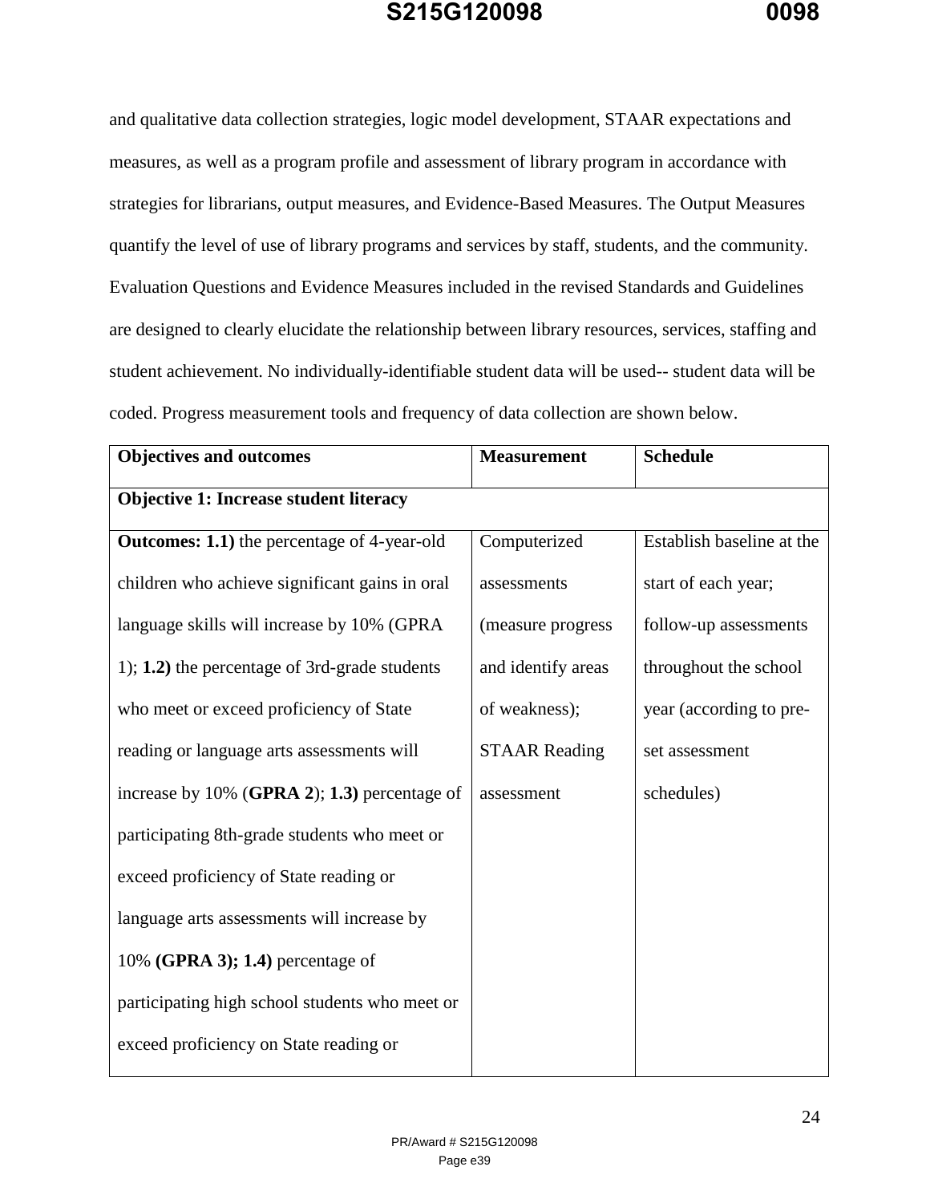and qualitative data collection strategies, logic model development, STAAR expectations and measures, as well as a program profile and assessment of library program in accordance with strategies for librarians, output measures, and Evidence-Based Measures. The Output Measures quantify the level of use of library programs and services by staff, students, and the community. Evaluation Questions and Evidence Measures included in the revised Standards and Guidelines are designed to clearly elucidate the relationship between library resources, services, staffing and student achievement. No individually-identifiable student data will be used-- student data will be coded. Progress measurement tools and frequency of data collection are shown below.

| **Objectives and outcomes** | **Measurement** | **Schedule** |
|---|---|---|
| **Objective 1: Increase student literacy** | | |
| **Outcomes: 1.1)** the percentage of 4-year-old children who achieve significant gains in oral language skills will increase by 10% (GPRA 1); **1.2)** the percentage of 3rd-grade students who meet or exceed proficiency of State reading or language arts assessments will increase by 10% (**GPRA 2**); **1.3)** percentage of participating 8th-grade students who meet or exceed proficiency of State reading or language arts assessments will increase by 10% **(GPRA 3); 1.4)** percentage of participating high school students who meet or exceed proficiency on State reading or | Computerized assessments (measure progress and identify areas of weakness); STAAR Reading assessment | Establish baseline at the start of each year; follow-up assessments throughout the school year (according to pre-set assessment schedules) |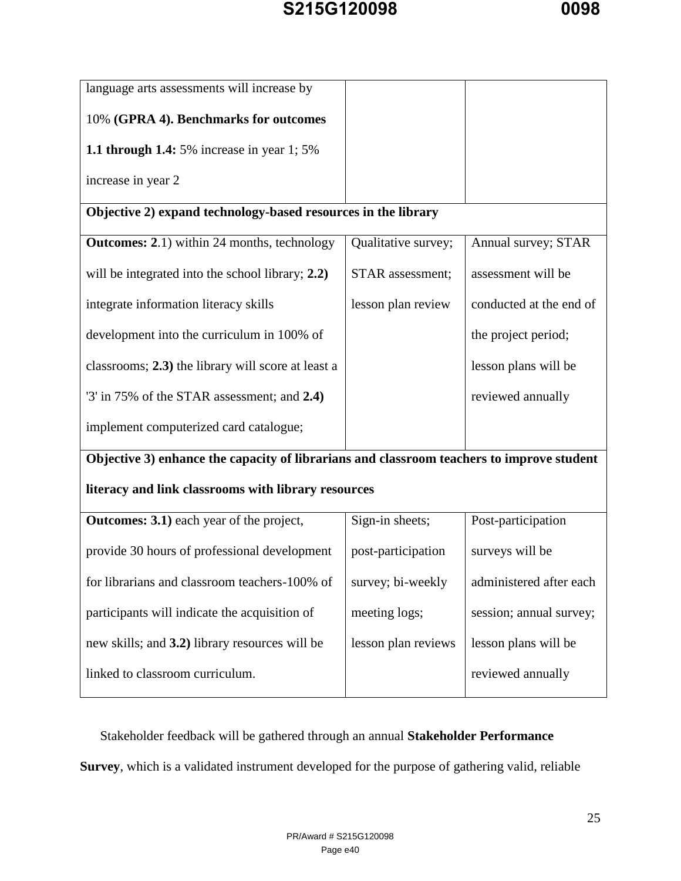| | | |
|---|---|---|
| language arts assessments will increase by 10% **(GPRA 4). Benchmarks for outcomes 1.1 through 1.4:** 5% increase in year 1; 5% increase in year 2 | | |
| **Objective 2) expand technology-based resources in the library** | | |
| **Outcomes: 2**.1) within 24 months, technology will be integrated into the school library; **2.2)** integrate information literacy skills development into the curriculum in 100% of classrooms; **2.3)** the library will score at least a '3' in 75% of the STAR assessment; and **2.4)** implement computerized card catalogue; | Qualitative survey; STAR assessment; lesson plan review | Annual survey; STAR assessment will be conducted at the end of the project period; lesson plans will be reviewed annually |
| **Objective 3) enhance the capacity of librarians and classroom teachers to improve student literacy and link classrooms with library resources** | | |
| **Outcomes: 3.1)** each year of the project, provide 30 hours of professional development for librarians and classroom teachers-100% of participants will indicate the acquisition of new skills; and **3.2)** library resources will be linked to classroom curriculum. | Sign-in sheets; post-participation survey; bi-weekly meeting logs; lesson plan reviews | Post-participation surveys will be administered after each session; annual survey; lesson plans will be reviewed annually |

Stakeholder feedback will be gathered through an annual **Stakeholder Performance Survey**, which is a validated instrument developed for the purpose of gathering valid, reliable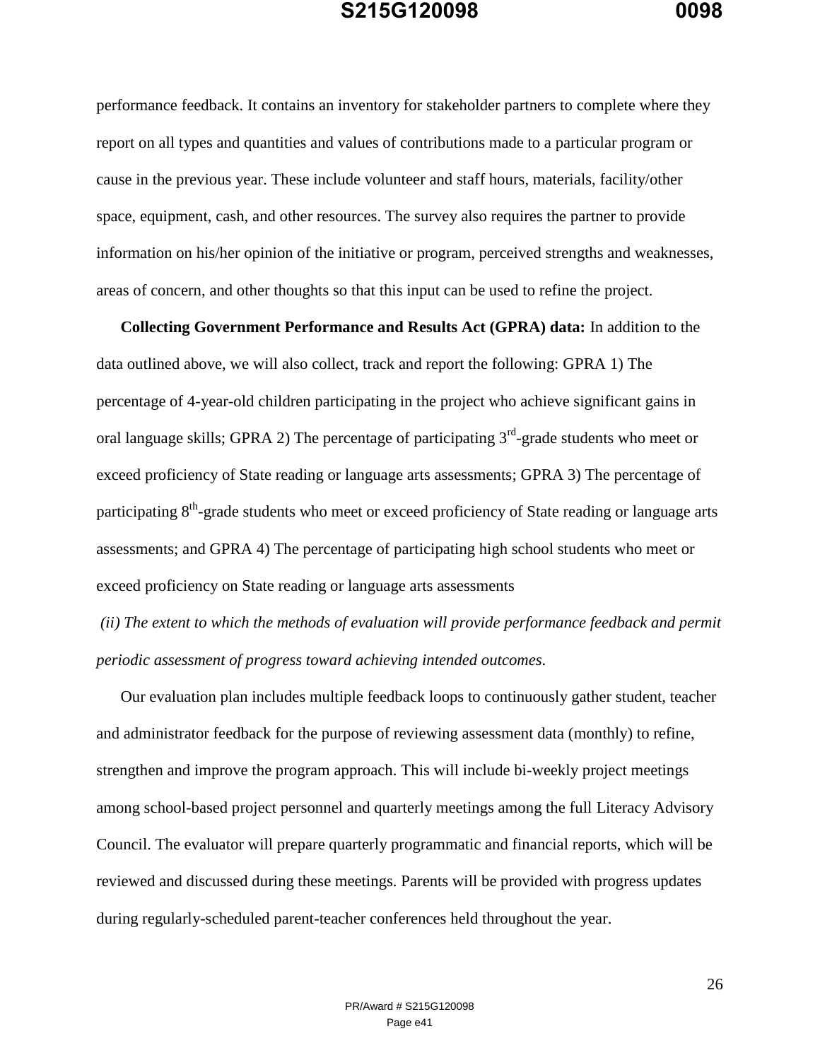performance feedback. It contains an inventory for stakeholder partners to complete where they report on all types and quantities and values of contributions made to a particular program or cause in the previous year. These include volunteer and staff hours, materials, facility/other space, equipment, cash, and other resources. The survey also requires the partner to provide information on his/her opinion of the initiative or program, perceived strengths and weaknesses, areas of concern, and other thoughts so that this input can be used to refine the project.

**Collecting Government Performance and Results Act (GPRA) data:** In addition to the data outlined above, we will also collect, track and report the following: GPRA 1) The percentage of 4-year-old children participating in the project who achieve significant gains in oral language skills; GPRA 2) The percentage of participating 3rd-grade students who meet or exceed proficiency of State reading or language arts assessments; GPRA 3) The percentage of participating 8th-grade students who meet or exceed proficiency of State reading or language arts assessments; and GPRA 4) The percentage of participating high school students who meet or exceed proficiency on State reading or language arts assessments

*(ii) The extent to which the methods of evaluation will provide performance feedback and permit periodic assessment of progress toward achieving intended outcomes.*

Our evaluation plan includes multiple feedback loops to continuously gather student, teacher and administrator feedback for the purpose of reviewing assessment data (monthly) to refine, strengthen and improve the program approach. This will include bi-weekly project meetings among school-based project personnel and quarterly meetings among the full Literacy Advisory Council. The evaluator will prepare quarterly programmatic and financial reports, which will be reviewed and discussed during these meetings. Parents will be provided with progress updates during regularly-scheduled parent-teacher conferences held throughout the year.